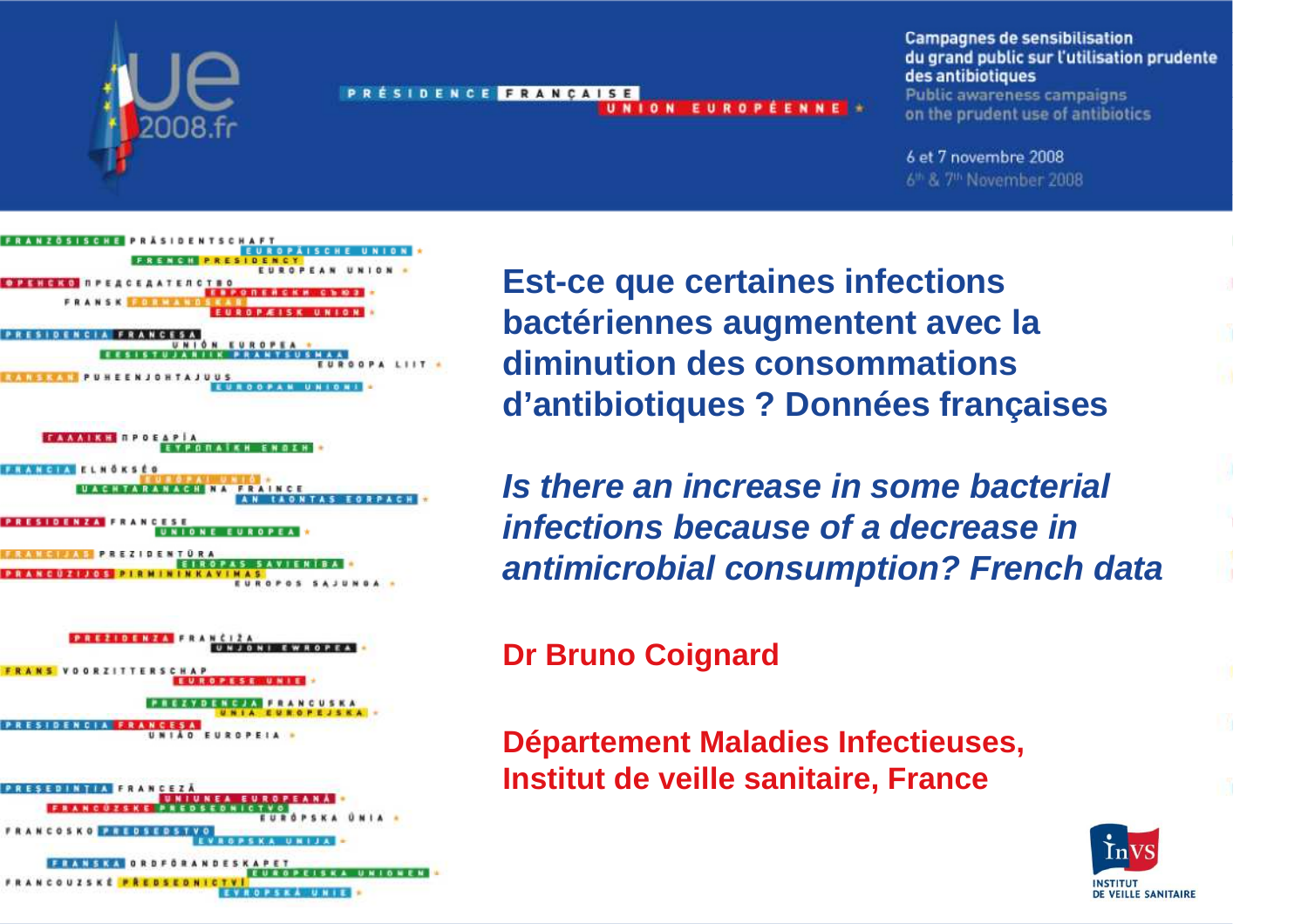Campagnes de sensibilisation du grand public sur l'utilisation prudente des antibiotiques

Public awareness campaigns on the prudent use of antibiotics

6 et 7 novembre 2008

6th & 7th November 2008

# Est-ce que certaines infections bactériennes augmentent avec la diminution des consommations d'antibiotiques ? Données françaises

## *Is there an increase in some bacterial infections because of a decrease in antimicrobial consumption? French data*

**Dr Bruno Coignard**

**Département Maladies Infectieuses, Institut de veille sanitaire, France**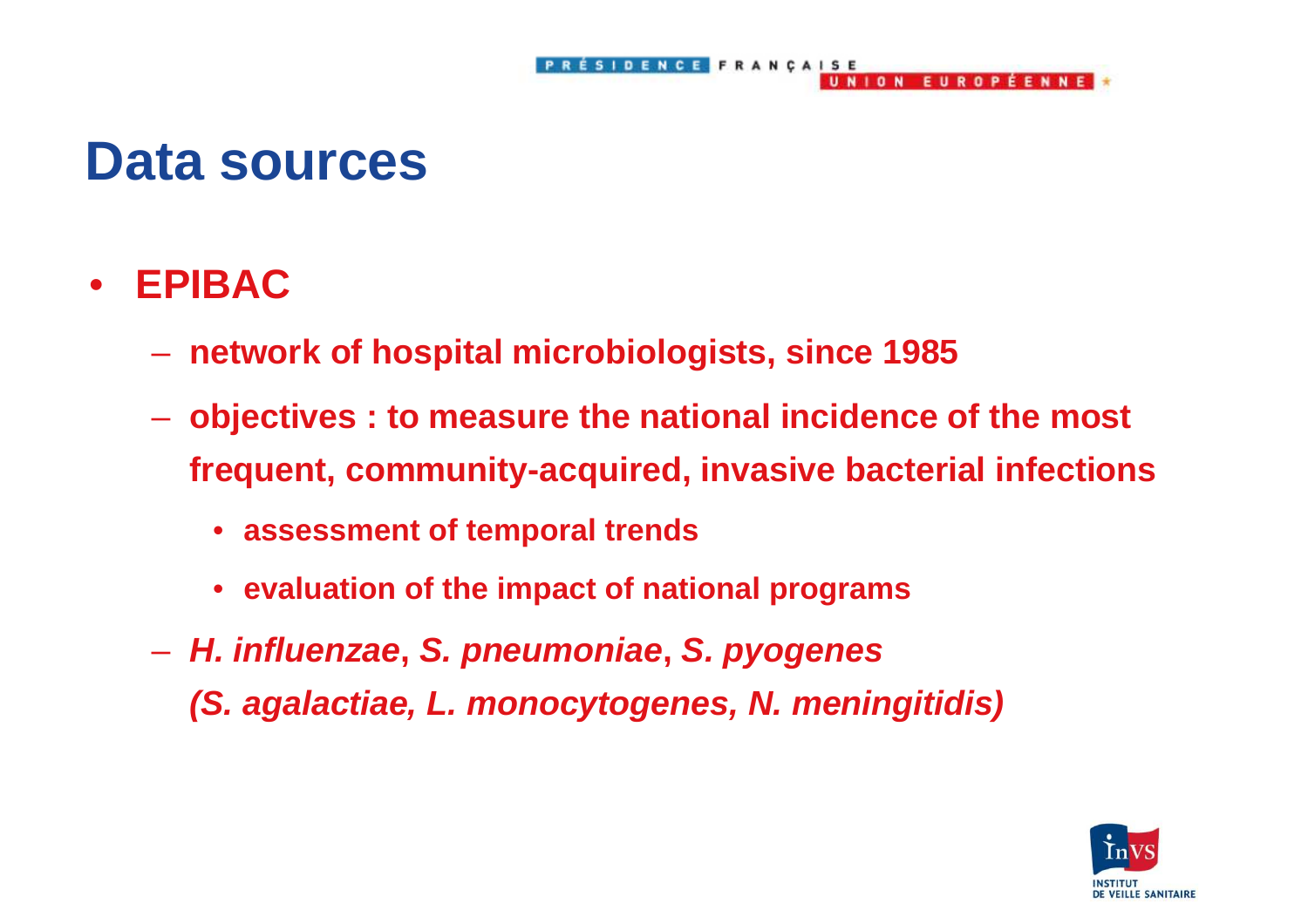# Data sources

- **EPIBAC**
  - **network of hospital microbiologists, since 1985**
  - **objectives : to measure the national incidence of the most frequent, community-acquired, invasive bacterial infections**
    - **assessment of temporal trends**
    - **evaluation of the impact of national programs**
  - ***H. influenzae*, *S. pneumoniae*, *S. pyogenes***
    ***(S. agalactiae, L. monocytogenes, N. meningitidis)***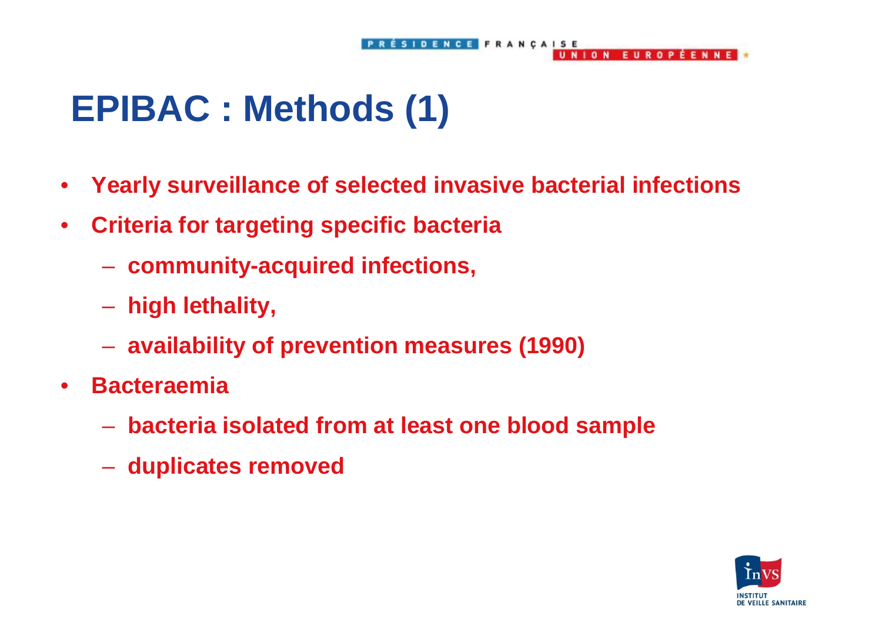# EPIBAC : Methods (1)

- **Yearly surveillance of selected invasive bacterial infections**
- **Criteria for targeting specific bacteria**
  - **community-acquired infections,**
  - **high lethality,**
  - **availability of prevention measures (1990)**
- **Bacteraemia**
  - **bacteria isolated from at least one blood sample**
  - **duplicates removed**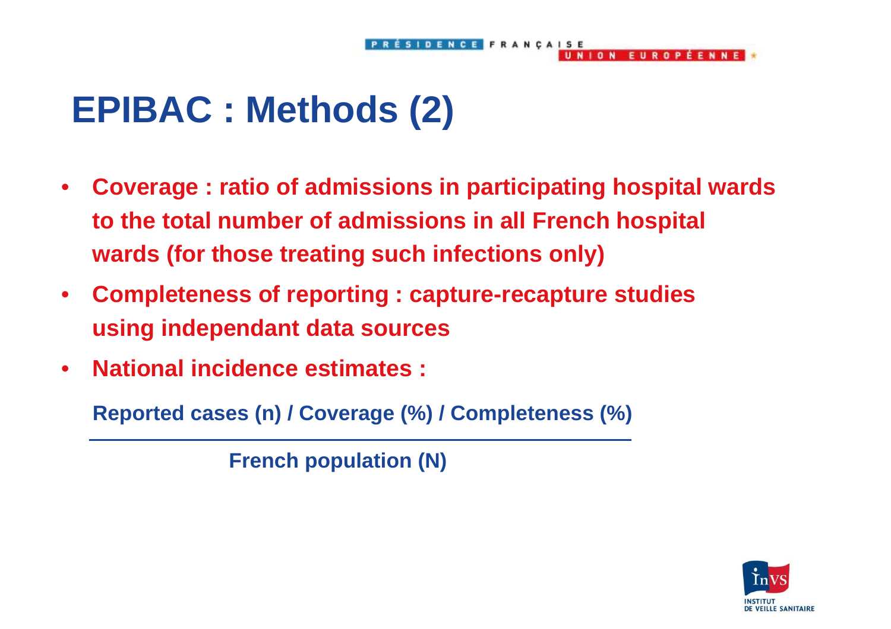# EPIBAC : Methods (2)

- **Coverage : ratio of admissions in participating hospital wards to the total number of admissions in all French hospital wards (for those treating such infections only)**
- **Completeness of reporting : capture-recapture studies using independant data sources**
- **National incidence estimates :**

$$\frac{\text{Reported cases (n) / Coverage (\%) / Completeness (\%)}}{\text{French population (N)}}$$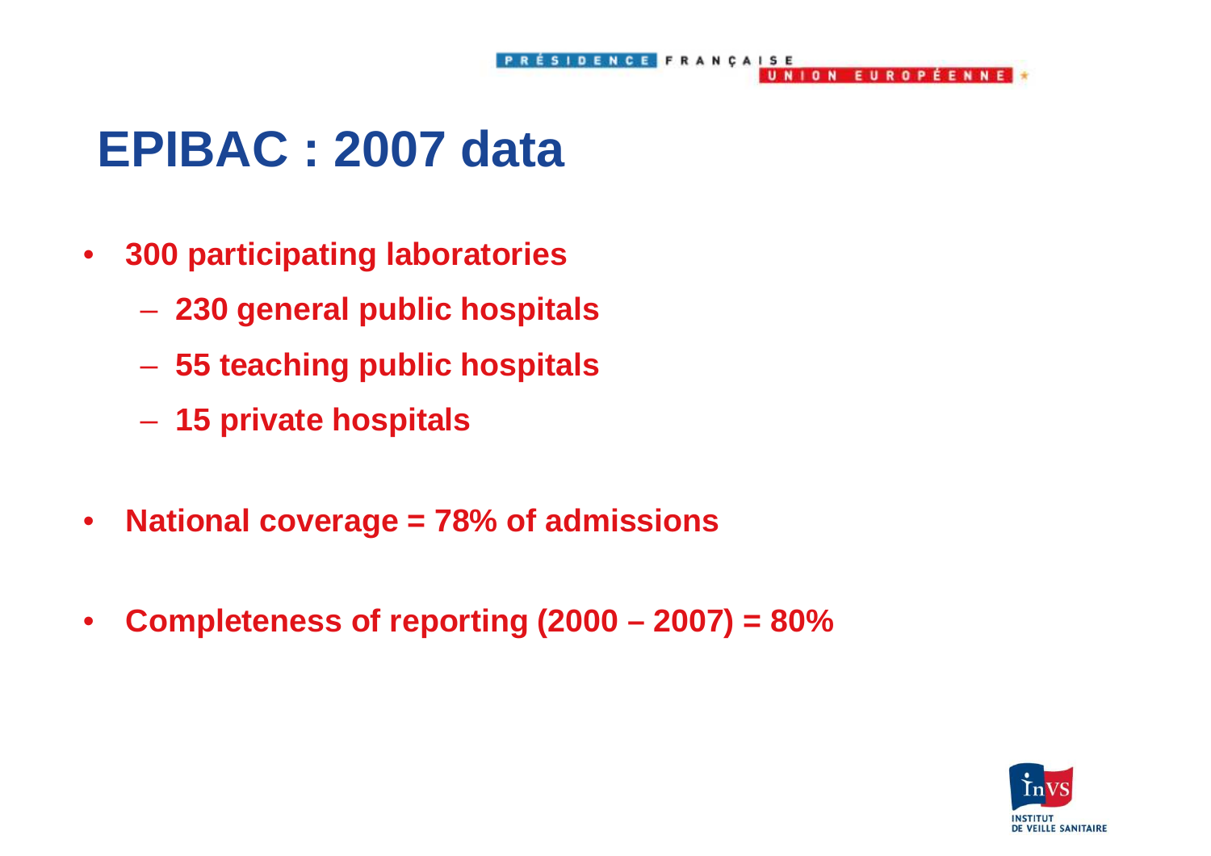# EPIBAC : 2007 data

- **300 participating laboratories**
  - **230 general public hospitals**
  - **55 teaching public hospitals**
  - **15 private hospitals**
- **National coverage = 78% of admissions**
- **Completeness of reporting (2000 – 2007) = 80%**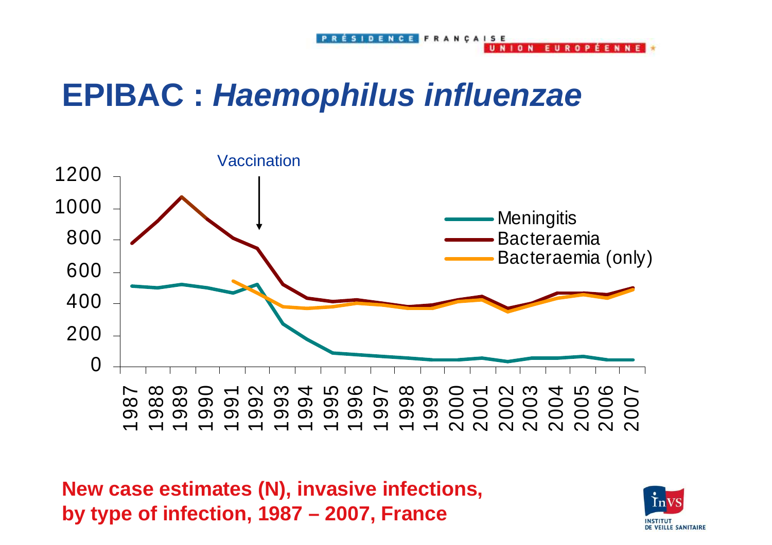# EPIBAC : *Haemophilus influenzae*

Vaccination

| Legend |
|---|
| Meningitis |
| Bacteraemia |
| Bacteraemia (only) |

**New case estimates (N), invasive infections, by type of infection, 1987 – 2007, France**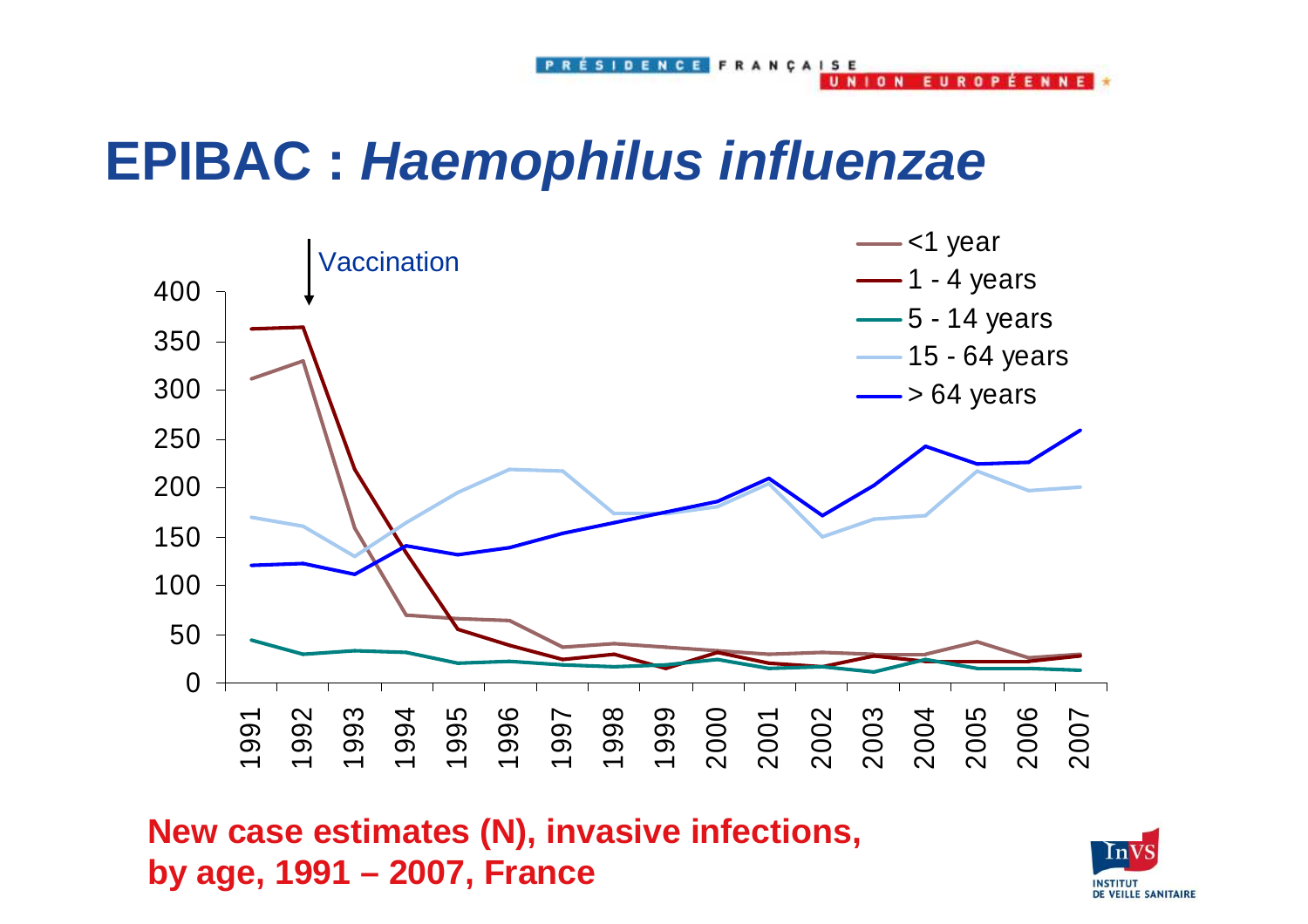# EPIBAC : *Haemophilus influenzae*

Vaccination

- <1 year
- 1 - 4 years
- 5 - 14 years
- 15 - 64 years
- > 64 years

**New case estimates (N), invasive infections, by age, 1991 – 2007, France**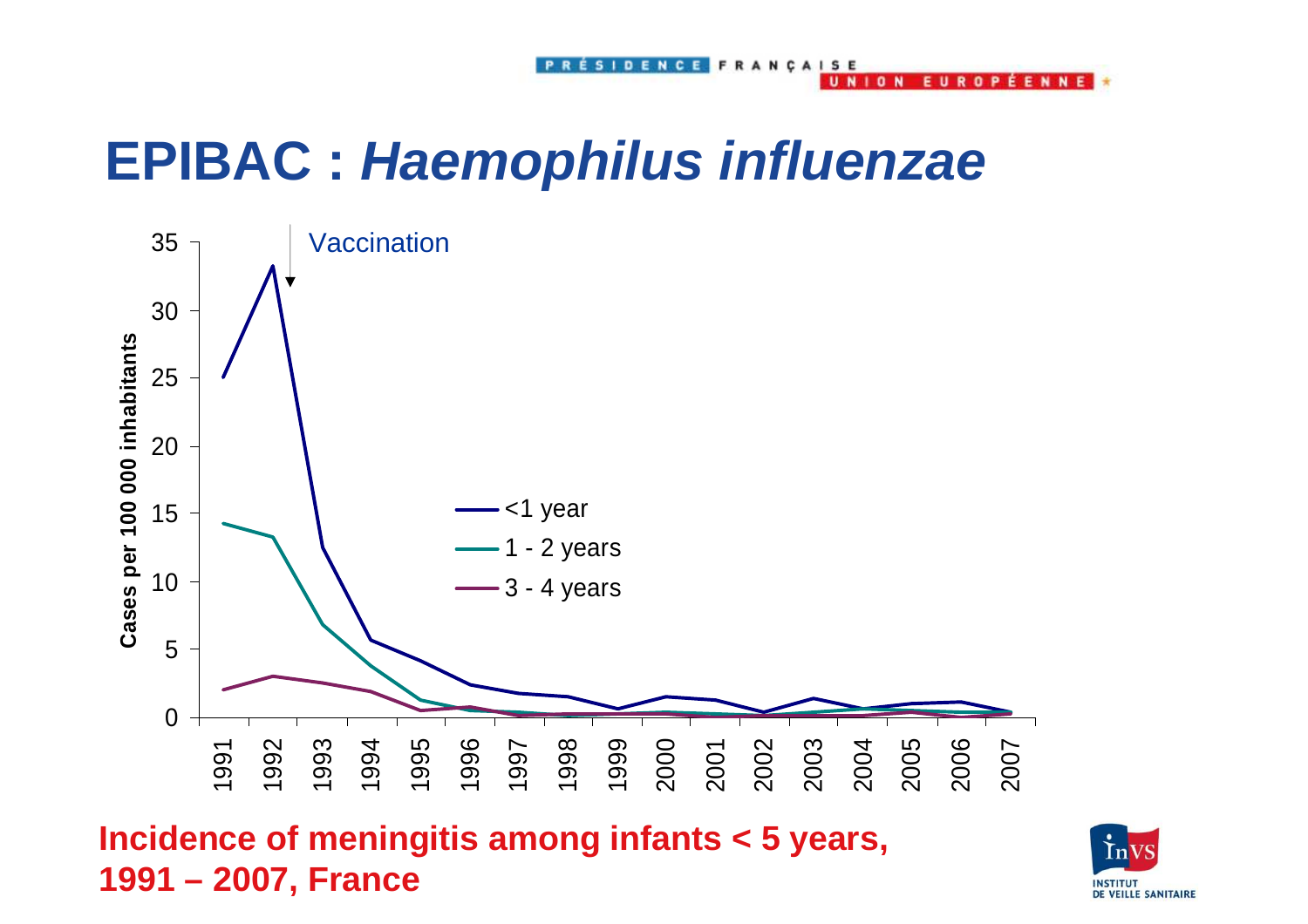# EPIBAC : *Haemophilus influenzae*

**Incidence of meningitis among infants < 5 years, 1991 – 2007, France**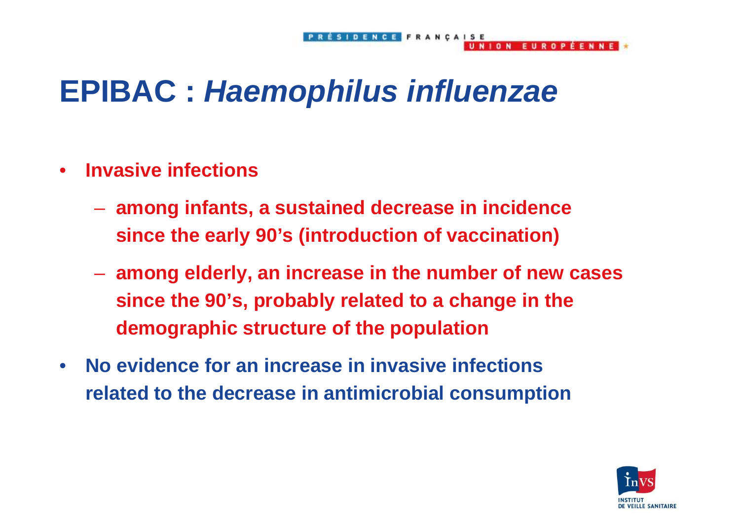# EPIBAC : *Haemophilus influenzae*

- **Invasive infections**
  - **among infants, a sustained decrease in incidence since the early 90's (introduction of vaccination)**
  - **among elderly, an increase in the number of new cases since the 90's, probably related to a change in the demographic structure of the population**
- **No evidence for an increase in invasive infections related to the decrease in antimicrobial consumption**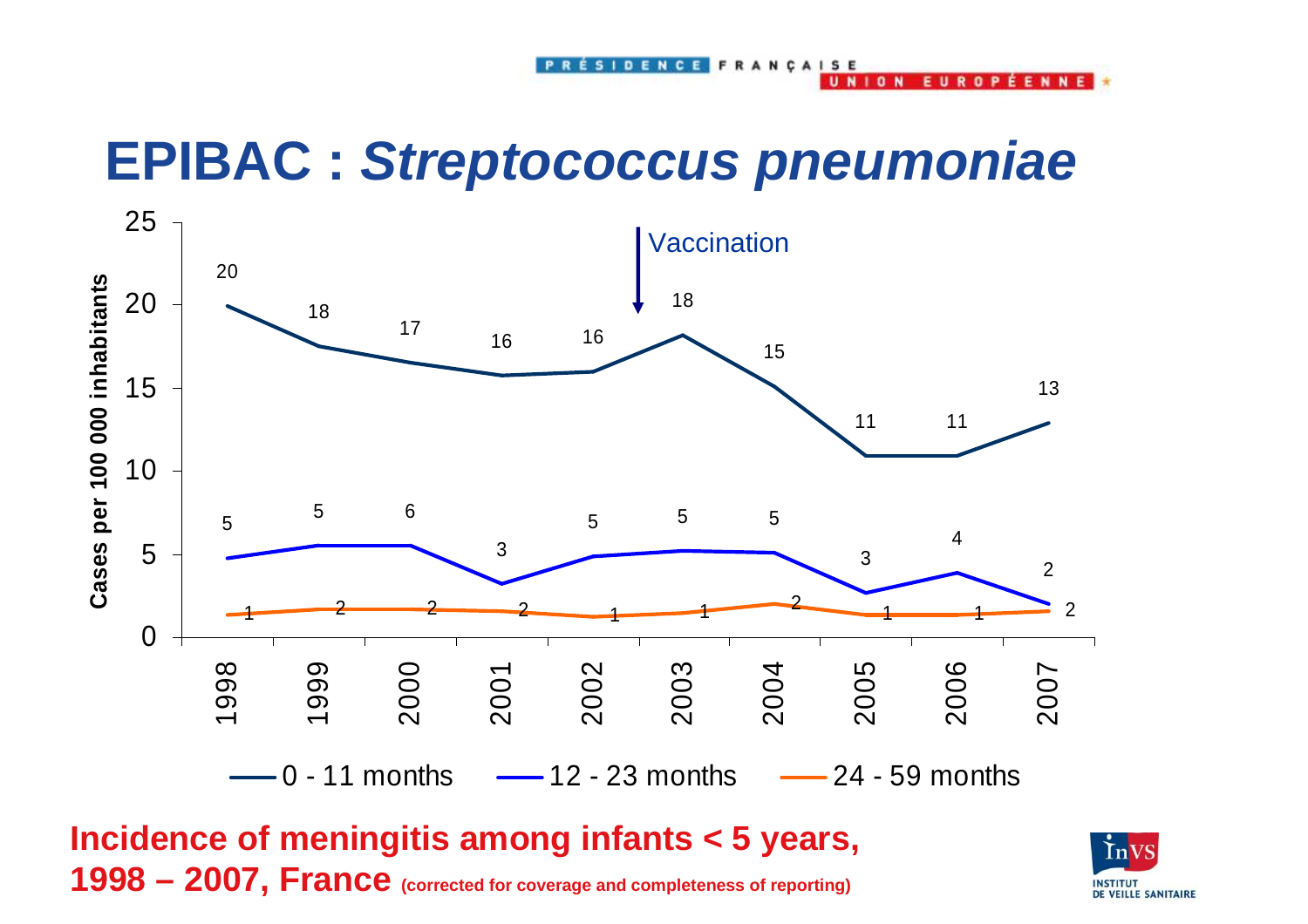# EPIBAC : *Streptococcus pneumoniae*

| Year | 0 - 11 months | 12 - 23 months | 24 - 59 months |
|---|---|---|---|
| 1998 | 20 | 5 | 1 |
| 1999 | 18 | 5 | 2 |
| 2000 | 17 | 6 | 2 |
| 2001 | 16 | 3 | 2 |
| 2002 | 16 | 5 | 1 |
| 2003 | 18 | 5 | 1 |
| 2004 | 15 | 5 | 2 |
| 2005 | 11 | 3 | 1 |
| 2006 | 11 | 4 | 1 |
| 2007 | 13 | 2 | 2 |

Cases per 100 000 inhabitants

Vaccination (between 2002 and 2003)

**Incidence of meningitis among infants < 5 years, 1998 – 2007, France** **(corrected for coverage and completeness of reporting)**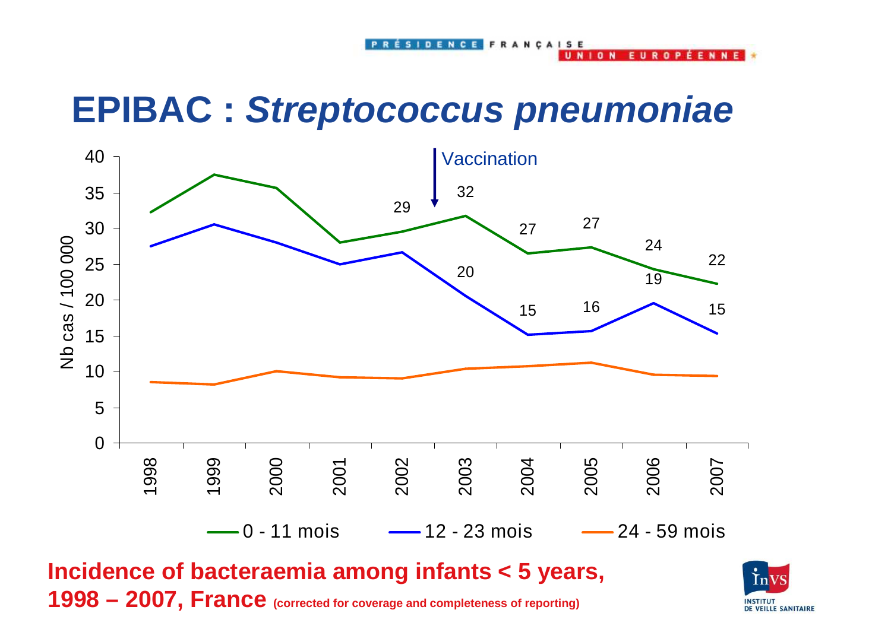# EPIBAC : *Streptococcus pneumoniae*

Vaccination

| Année | 0 - 11 mois | 12 - 23 mois | 24 - 59 mois |
|---|---|---|---|
| 1998 | | | |
| 1999 | | | |
| 2000 | | | |
| 2001 | | | |
| 2002 | 29 | | |
| 2003 | 32 | 20 | |
| 2004 | 27 | 15 | |
| 2005 | 27 | 16 | |
| 2006 | 24 | 19 | |
| 2007 | 22 | 15 | |

Nb cas / 100 000

**Incidence of bacteraemia among infants < 5 years, 1998 – 2007, France** **(corrected for coverage and completeness of reporting)**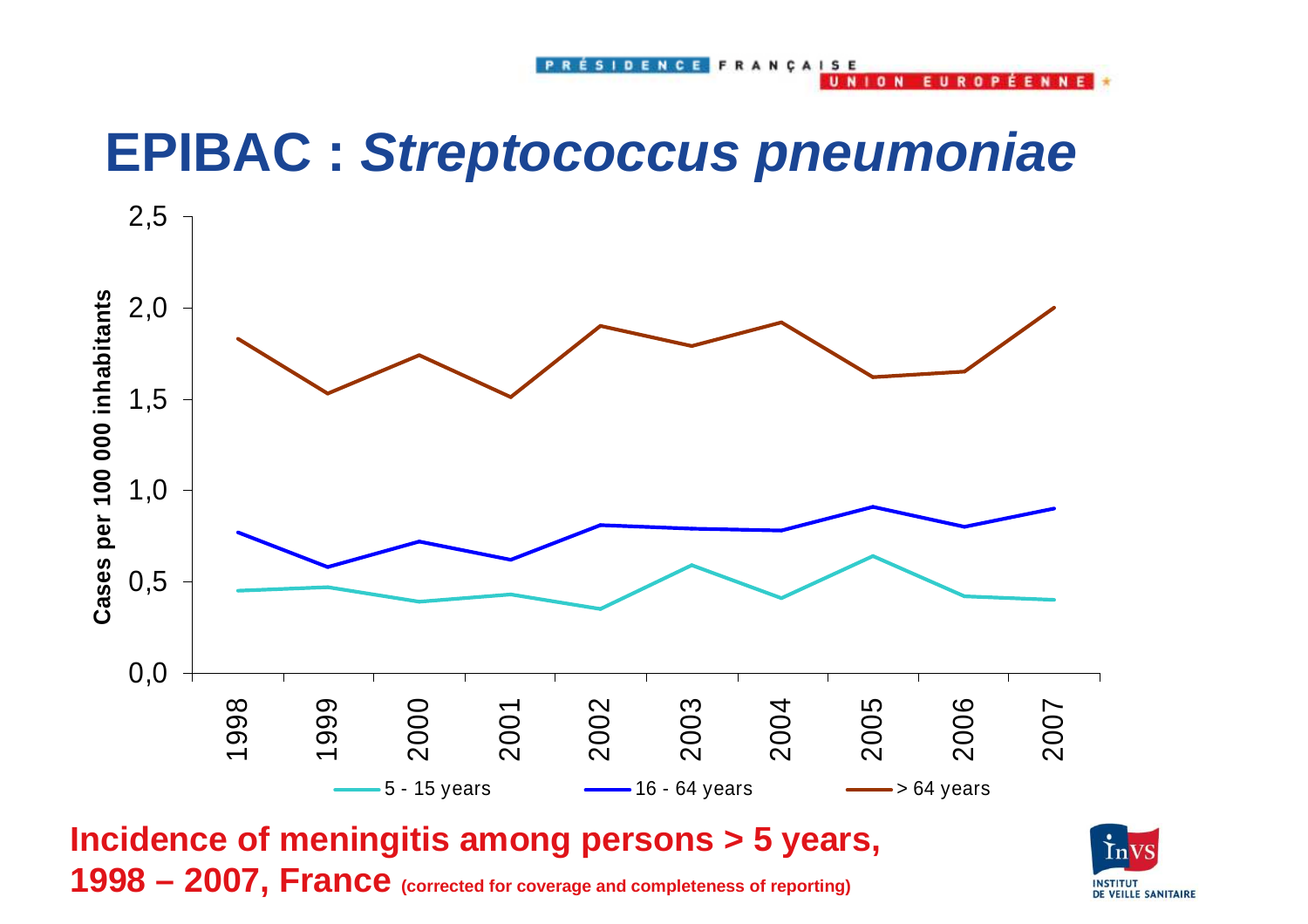# EPIBAC : *Streptococcus pneumoniae*

**Incidence of meningitis among persons > 5 years, 1998 – 2007, France** (corrected for coverage and completeness of reporting)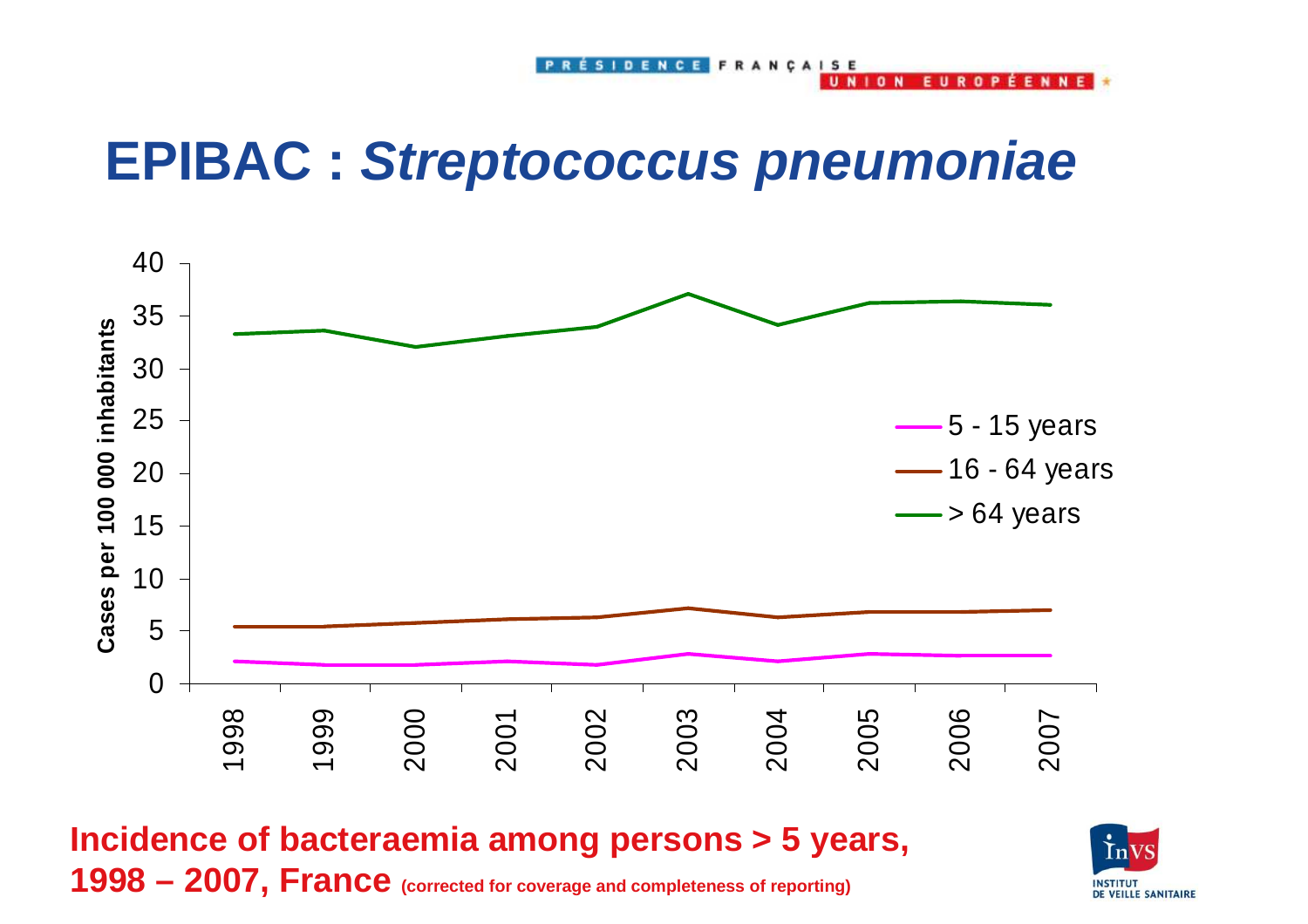# EPIBAC : *Streptococcus pneumoniae*

**Incidence of bacteraemia among persons > 5 years, 1998 – 2007, France** (corrected for coverage and completeness of reporting)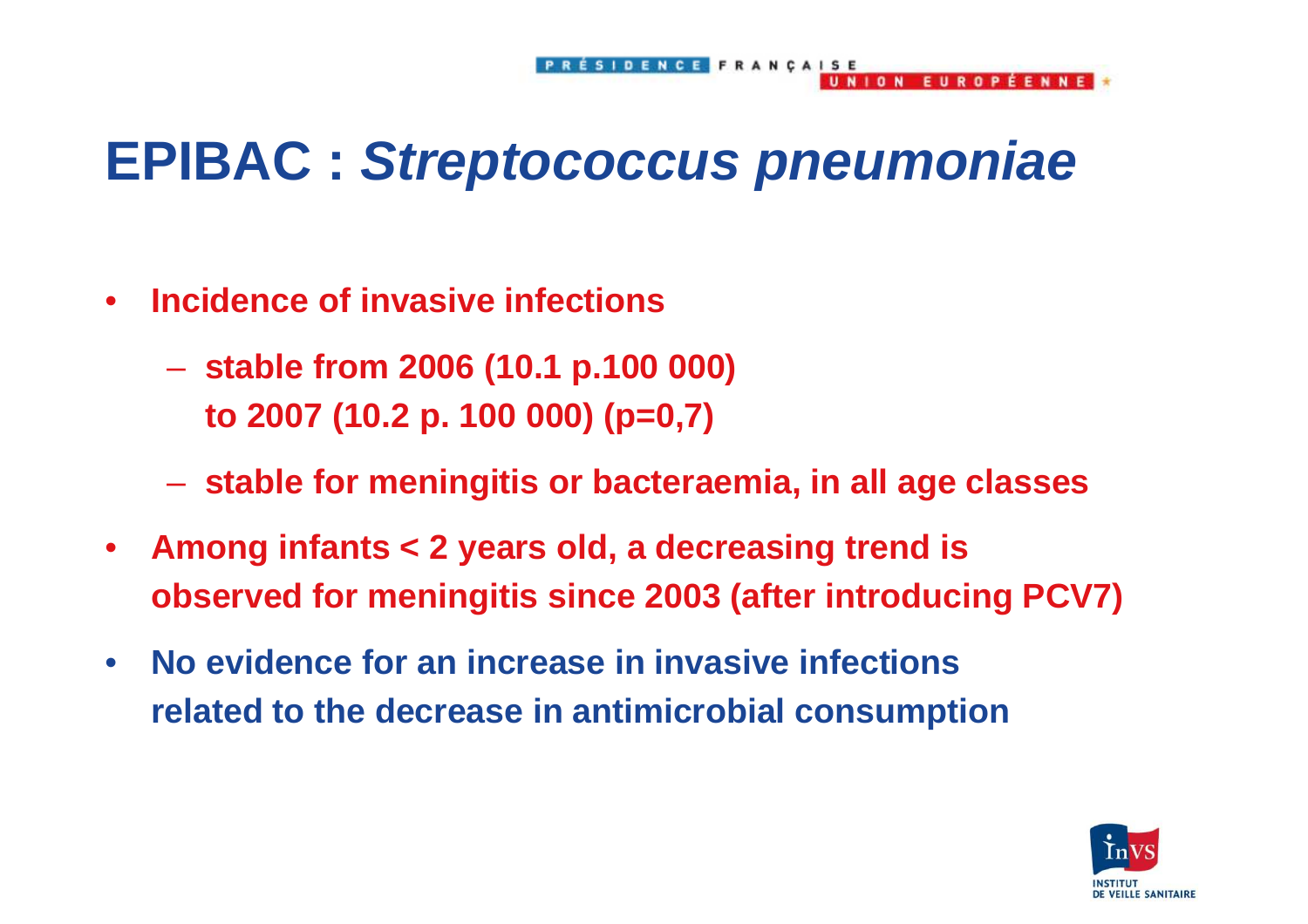# EPIBAC : *Streptococcus pneumoniae*

- **Incidence of invasive infections**
  - **stable from 2006 (10.1 p.100 000) to 2007 (10.2 p. 100 000) (p=0,7)**
  - **stable for meningitis or bacteraemia, in all age classes**
- **Among infants < 2 years old, a decreasing trend is observed for meningitis since 2003 (after introducing PCV7)**
- **No evidence for an increase in invasive infections related to the decrease in antimicrobial consumption**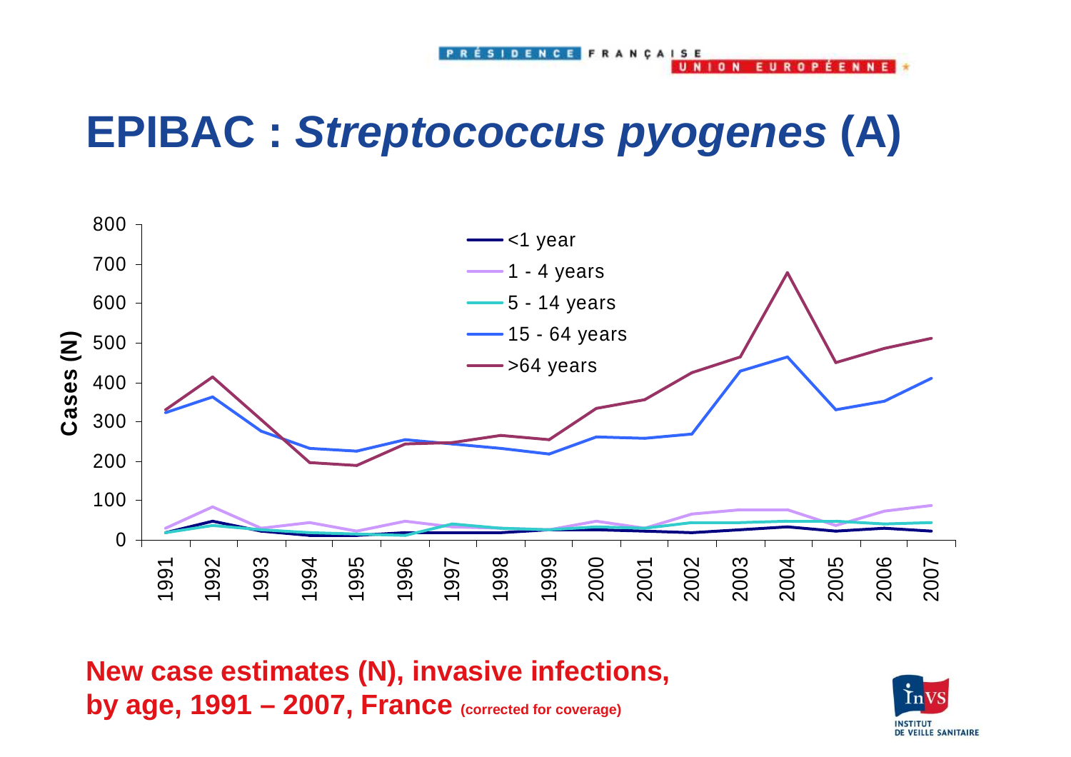# EPIBAC : *Streptococcus pyogenes* (A)

Cases (N)

- <1 year
- 1 - 4 years
- 5 - 14 years
- 15 - 64 years
- >64 years

**New case estimates (N), invasive infections, by age, 1991 – 2007, France** **(corrected for coverage)**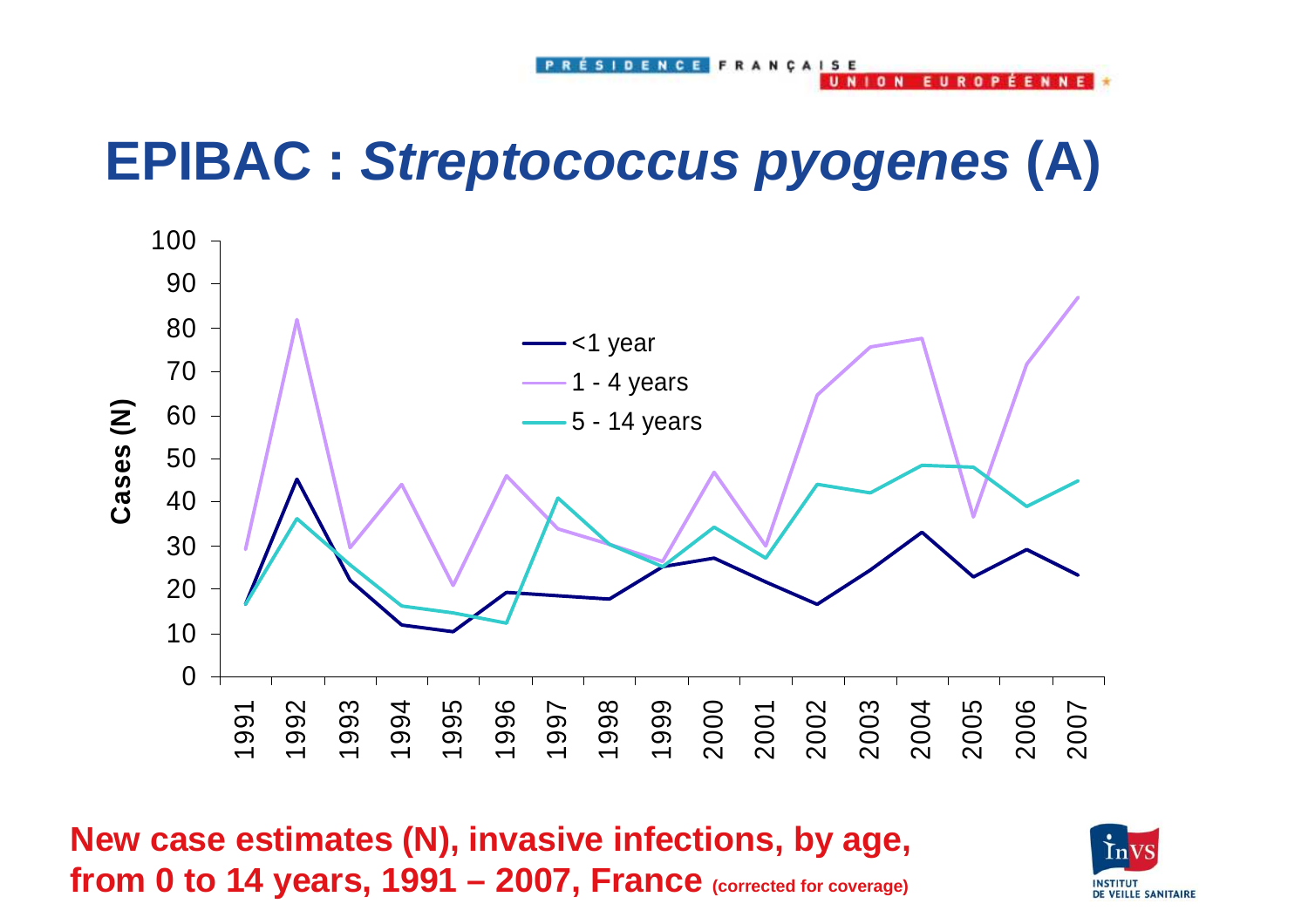# EPIBAC : *Streptococcus pyogenes* (A)

**New case estimates (N), invasive infections, by age, from 0 to 14 years, 1991 – 2007, France** (corrected for coverage)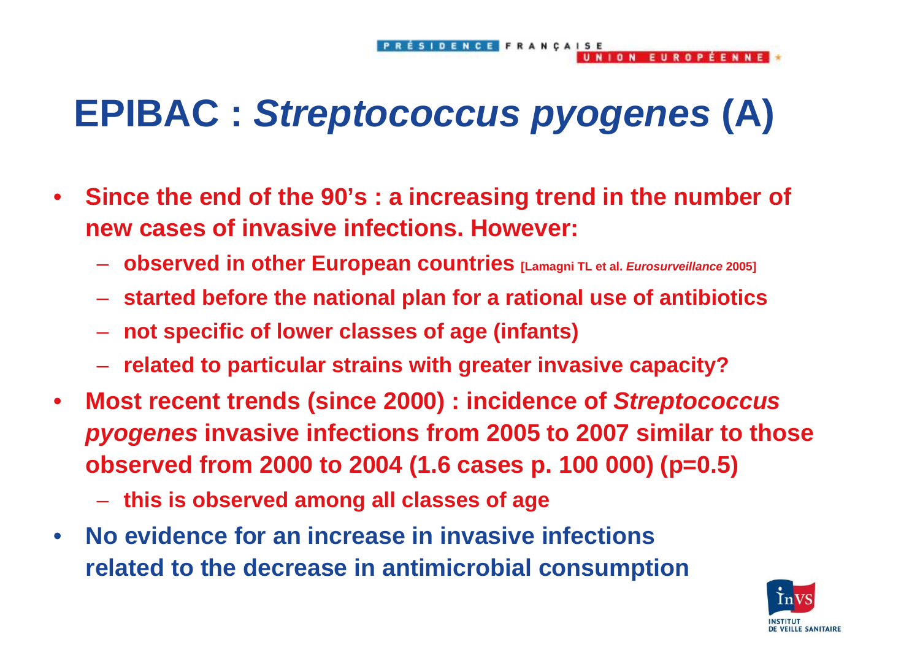# EPIBAC : *Streptococcus pyogenes* (A)

- **Since the end of the 90's : a increasing trend in the number of new cases of invasive infections. However:**
  - **observed in other European countries** [Lamagni TL et al. *Eurosurveillance* 2005]
  - **started before the national plan for a rational use of antibiotics**
  - **not specific of lower classes of age (infants)**
  - **related to particular strains with greater invasive capacity?**
- **Most recent trends (since 2000) : incidence of *Streptococcus pyogenes* invasive infections from 2005 to 2007 similar to those observed from 2000 to 2004 (1.6 cases p. 100 000) ($p=0.5$)**
  - **this is observed among all classes of age**
- **No evidence for an increase in invasive infections related to the decrease in antimicrobial consumption**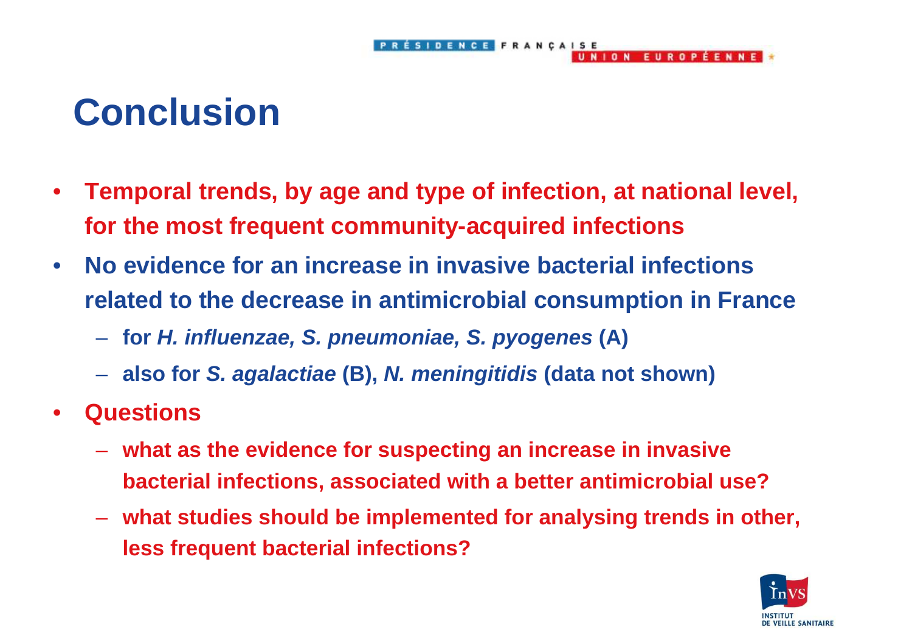# Conclusion

- **Temporal trends, by age and type of infection, at national level, for the most frequent community-acquired infections**
- **No evidence for an increase in invasive bacterial infections related to the decrease in antimicrobial consumption in France**
  - **for *H. influenzae, S. pneumoniae, S. pyogenes* (A)**
  - **also for *S. agalactiae* (B), *N. meningitidis* (data not shown)**
- **Questions**
  - **what as the evidence for suspecting an increase in invasive bacterial infections, associated with a better antimicrobial use?**
  - **what studies should be implemented for analysing trends in other, less frequent bacterial infections?**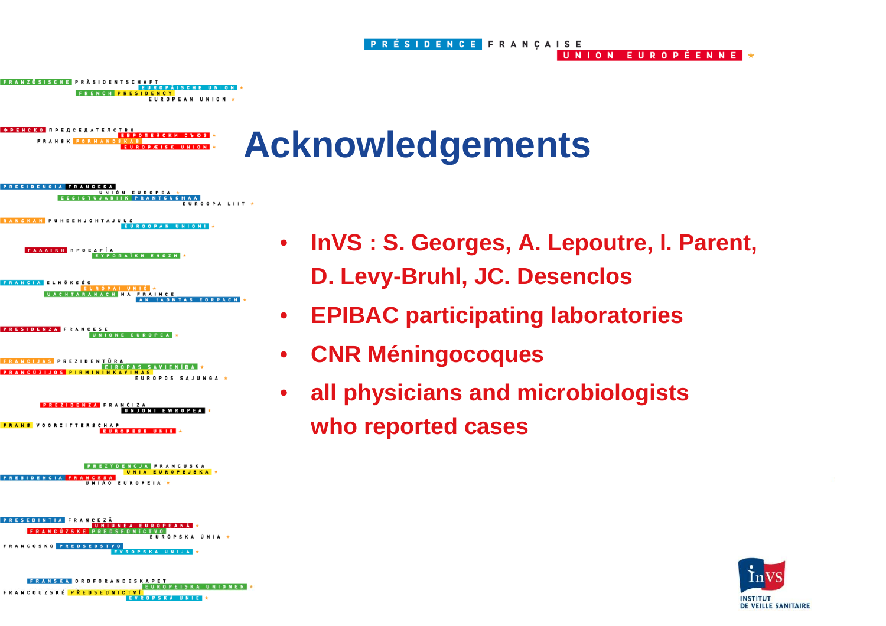# Acknowledgements

- InVS : S. Georges, A. Lepoutre, I. Parent, D. Levy-Bruhl, JC. Desenclos
- EPIBAC participating laboratories
- CNR Méningocoques
- all physicians and microbiologists who reported cases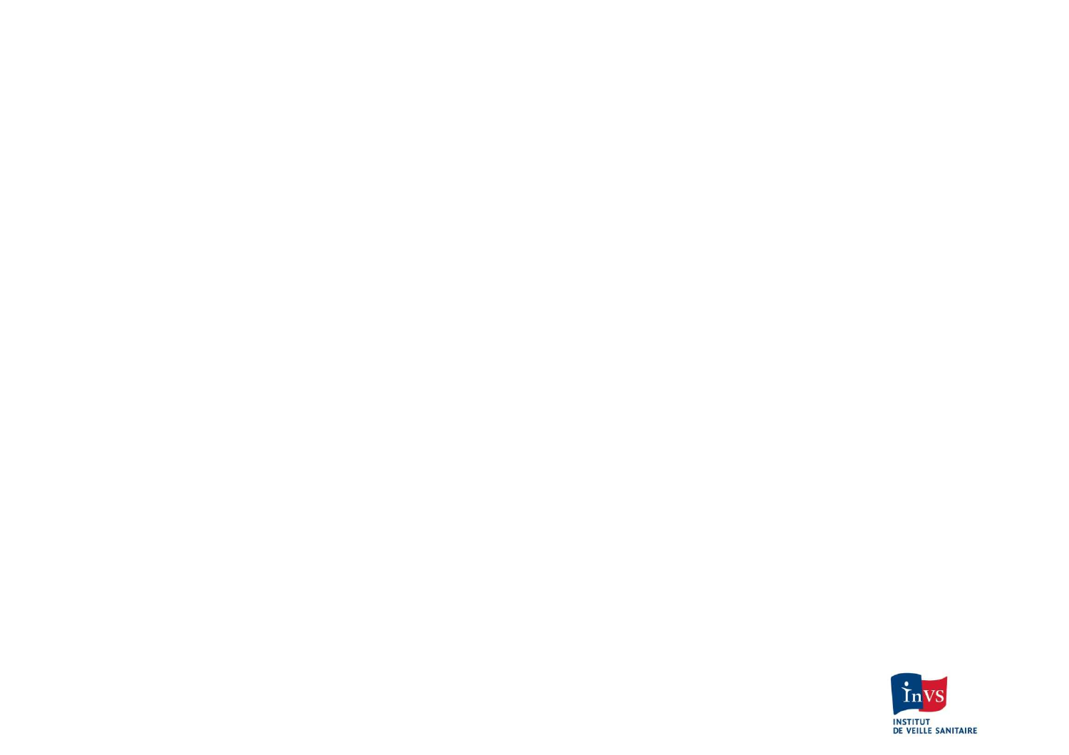INSTITUT DE VEILLE SANITAIRE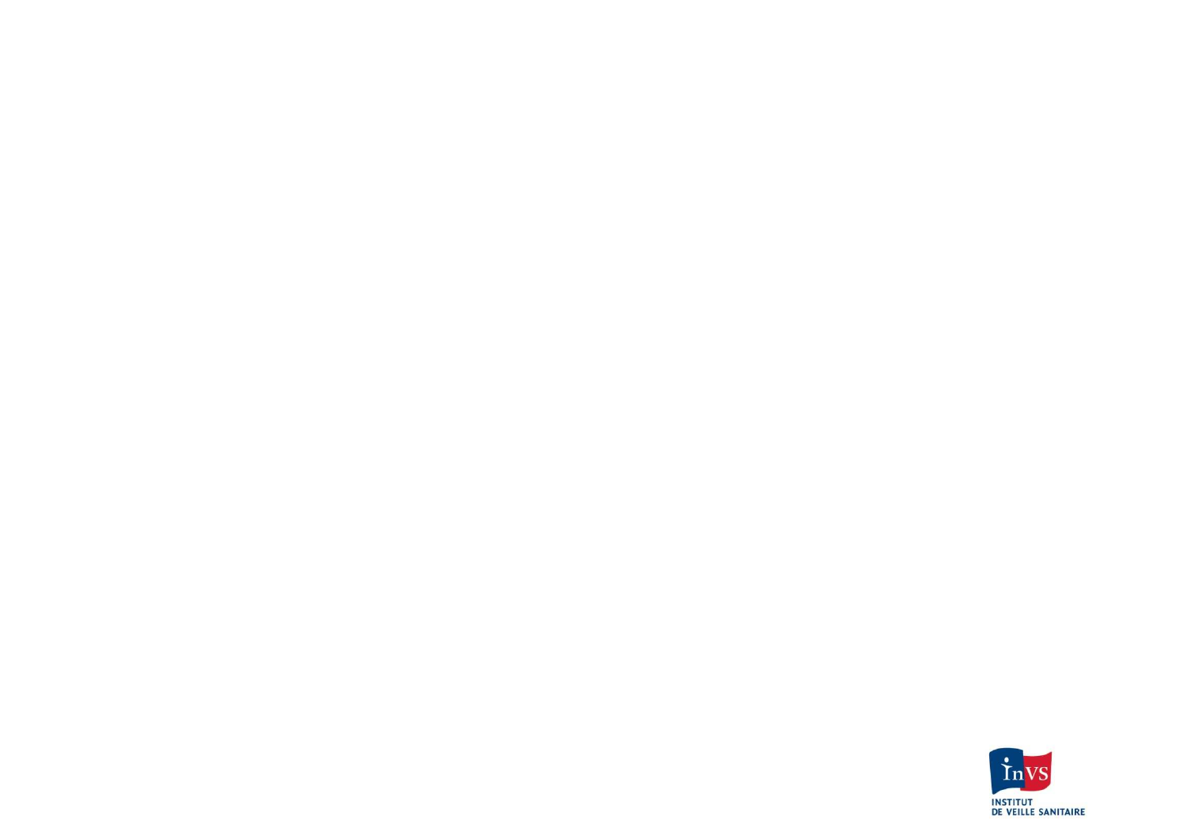INSTITUT DE VEILLE SANITAIRE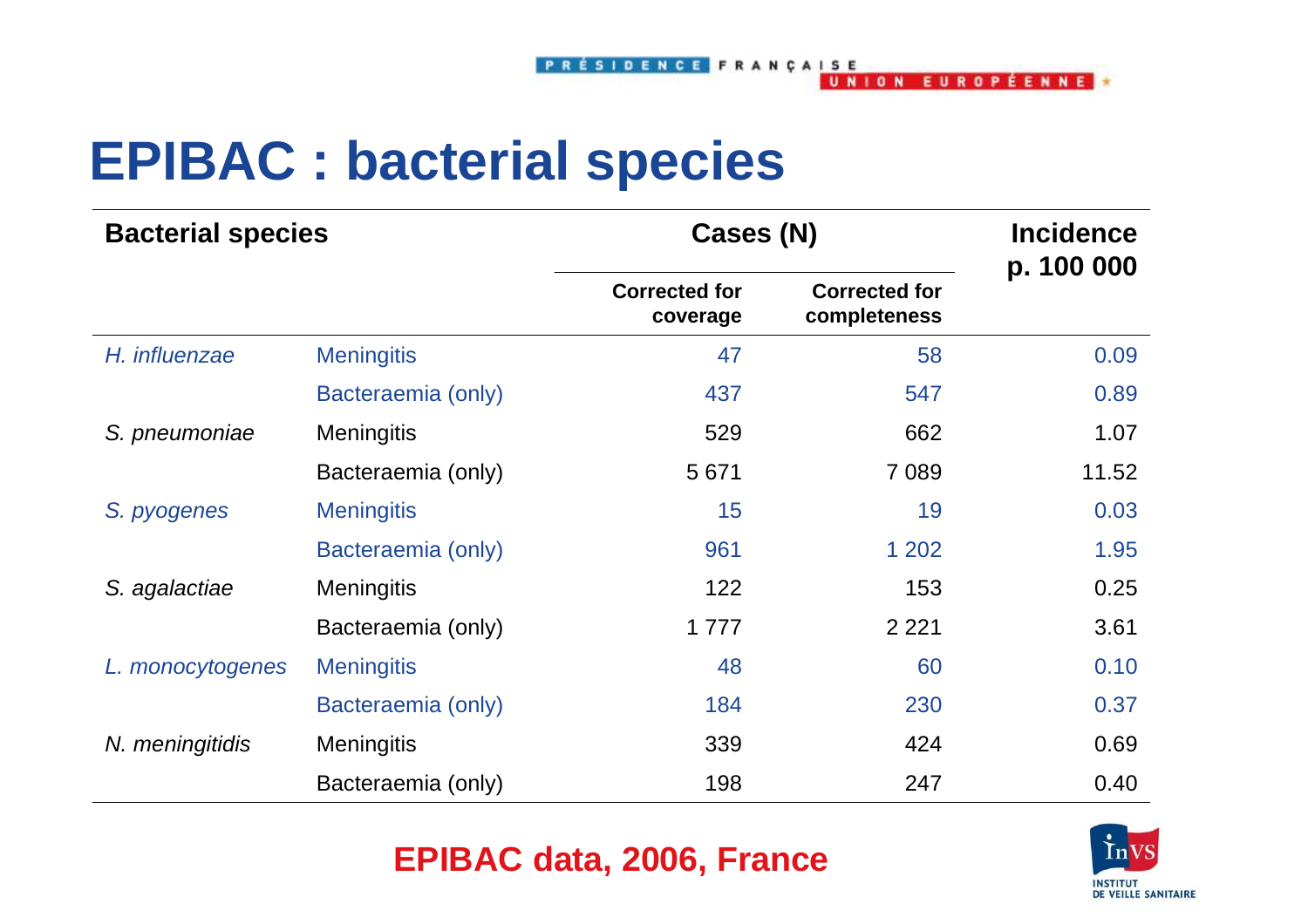# EPIBAC : bacterial species

| Bacterial species | | Cases (N) | | Incidence p. 100 000 |
|---|---|---|---|---|
| | | Corrected for coverage | Corrected for completeness | |
| *H. influenzae* | Meningitis | 47 | 58 | 0.09 |
| | Bacteraemia (only) | 437 | 547 | 0.89 |
| *S. pneumoniae* | Meningitis | 529 | 662 | 1.07 |
| | Bacteraemia (only) | 5 671 | 7 089 | 11.52 |
| *S. pyogenes* | Meningitis | 15 | 19 | 0.03 |
| | Bacteraemia (only) | 961 | 1 202 | 1.95 |
| *S. agalactiae* | Meningitis | 122 | 153 | 0.25 |
| | Bacteraemia (only) | 1 777 | 2 221 | 3.61 |
| *L. monocytogenes* | Meningitis | 48 | 60 | 0.10 |
| | Bacteraemia (only) | 184 | 230 | 0.37 |
| *N. meningitidis* | Meningitis | 339 | 424 | 0.69 |
| | Bacteraemia (only) | 198 | 247 | 0.40 |

**EPIBAC data, 2006, France**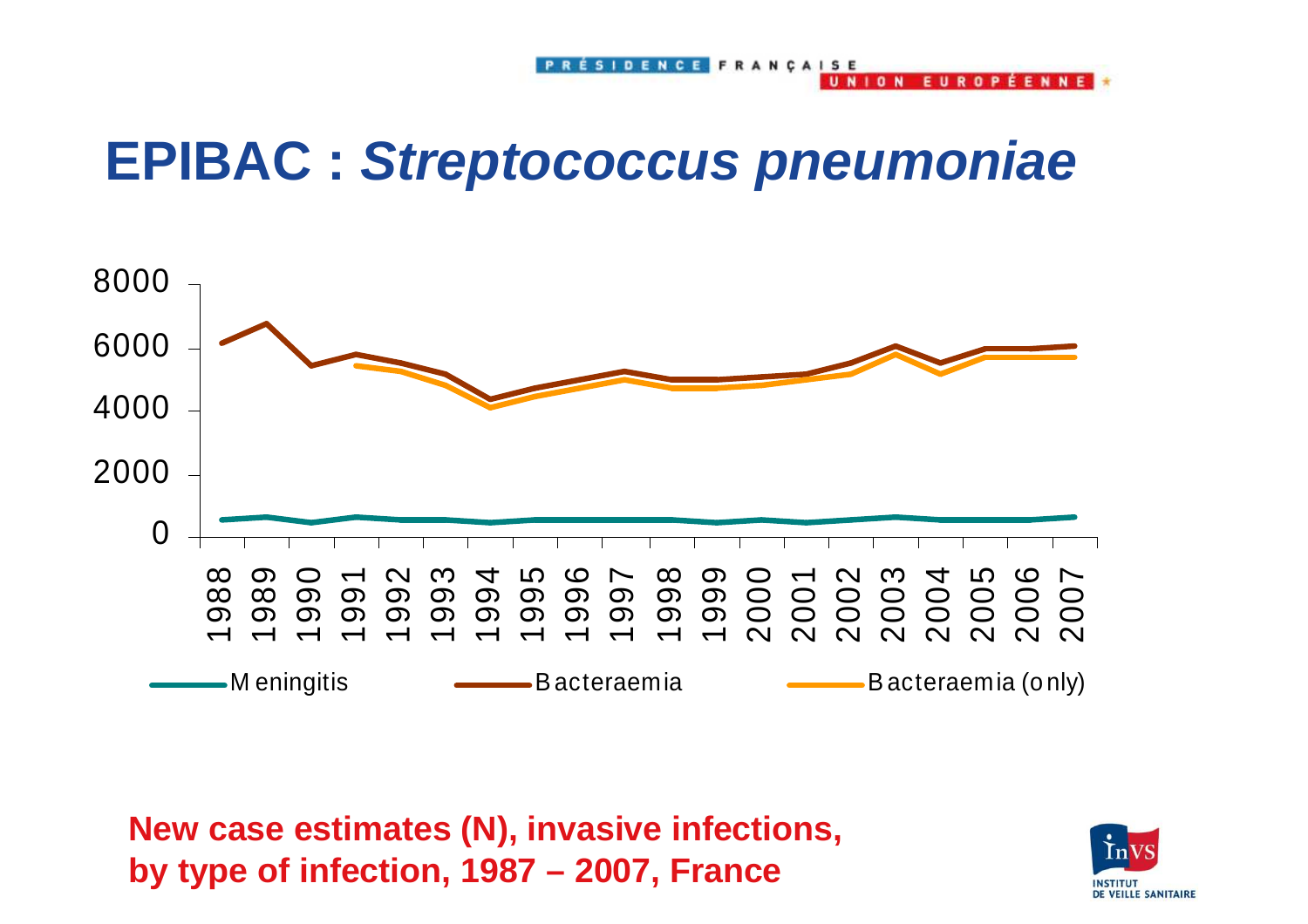# EPIBAC : *Streptococcus pneumoniae*

**New case estimates (N), invasive infections, by type of infection, 1987 – 2007, France**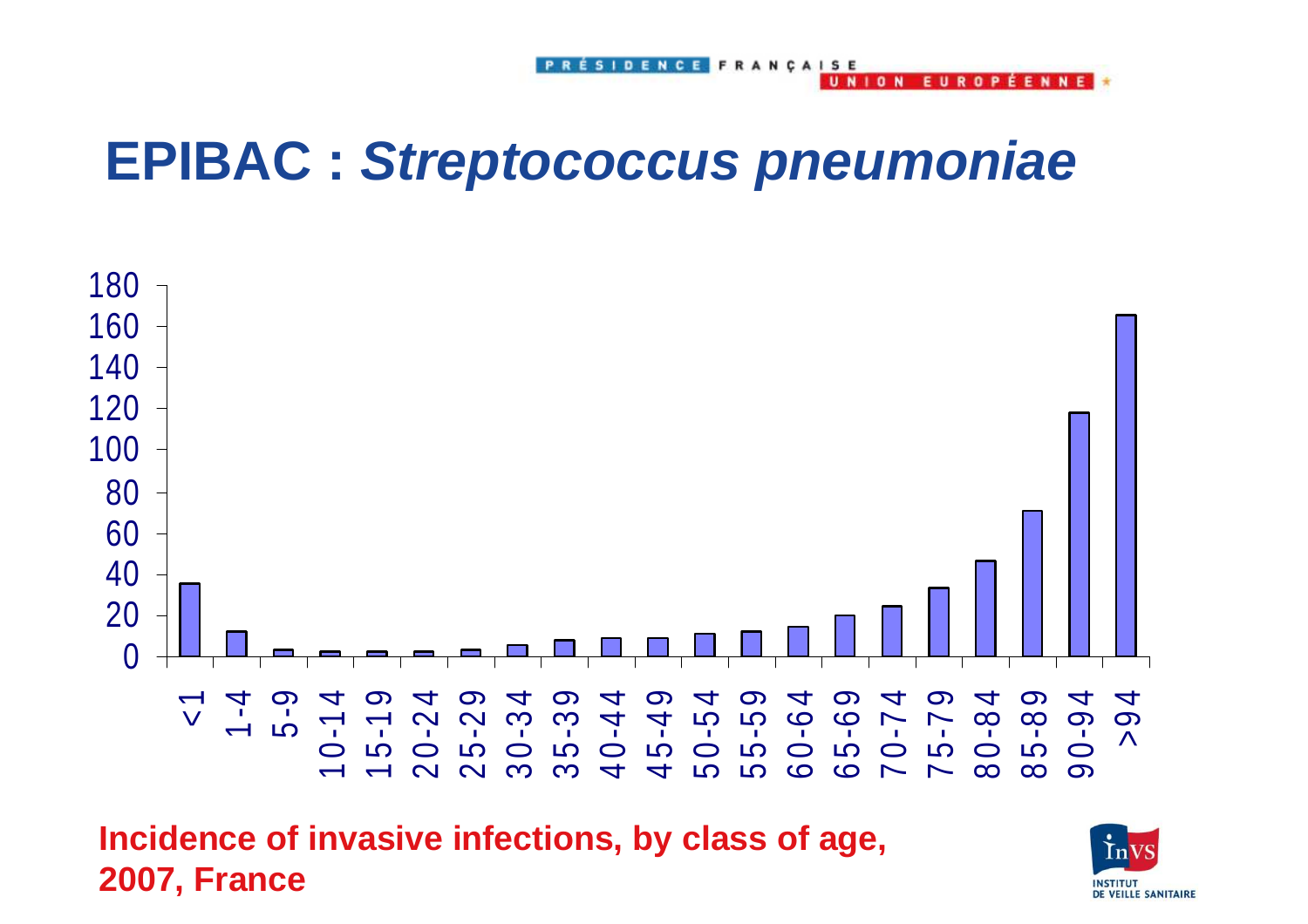# EPIBAC : *Streptococcus pneumoniae*

| Age class | Incidence |
|---|---|
| <1 | 36 |
| 1-4 | 12 |
| 5-9 | 3 |
| 10-14 | 2 |
| 15-19 | 2 |
| 20-24 | 2 |
| 25-29 | 3 |
| 30-34 | 5 |
| 35-39 | 8 |
| 40-44 | 9 |
| 45-49 | 9 |
| 50-54 | 11 |
| 55-59 | 12 |
| 60-64 | 14 |
| 65-69 | 20 |
| 70-74 | 24 |
| 75-79 | 33 |
| 80-84 | 46 |
| 85-89 | 71 |
| 90-94 | 118 |
| >94 | 165 |

**Incidence of invasive infections, by class of age, 2007, France**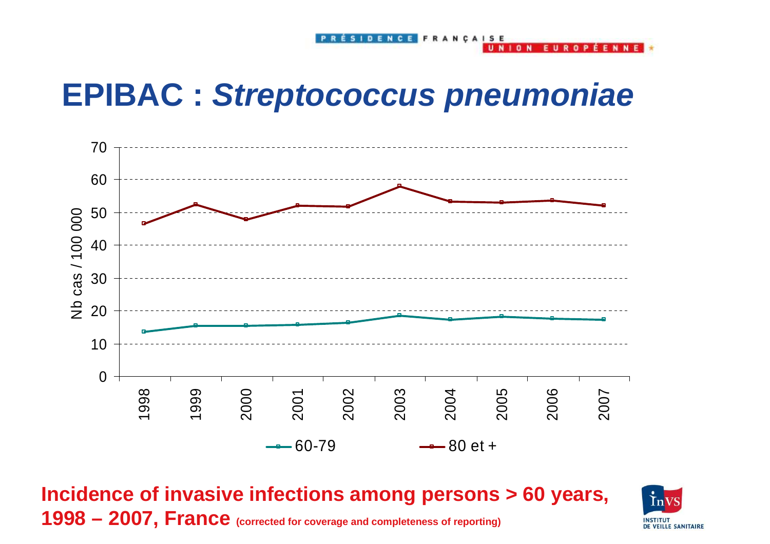# EPIBAC : *Streptococcus pneumoniae*

**Incidence of invasive infections among persons > 60 years, 1998 – 2007, France** **(corrected for coverage and completeness of reporting)**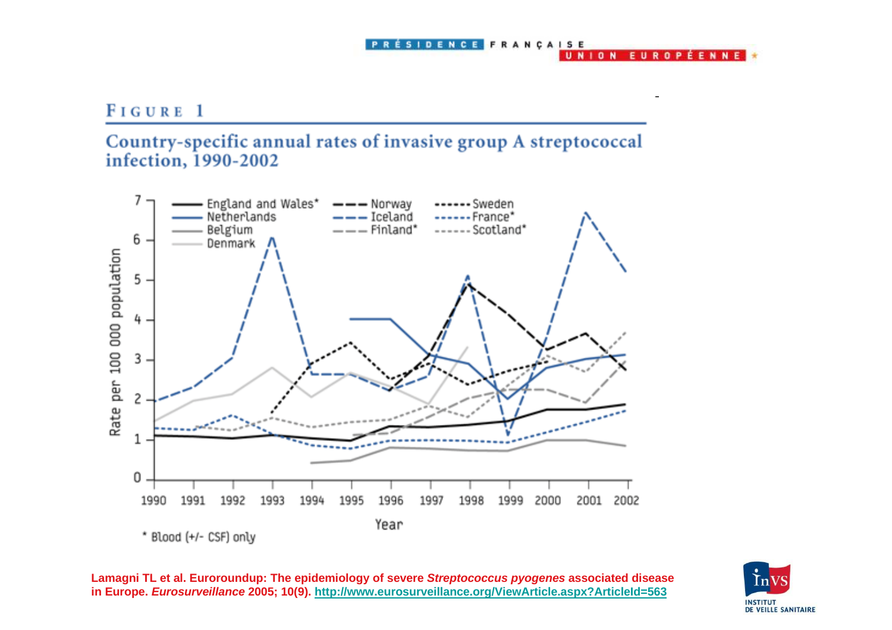PRÉSIDENCE FRANÇAISE
UNION EUROPÉENNE

# FIGURE 1

## Country-specific annual rates of invasive group A streptococcal infection, 1990-2002

\* Blood (+/- CSF) only

**Lamagni TL et al. Euroroundup: The epidemiology of severe *Streptococcus pyogenes* associated disease in Europe. *Eurosurveillance* 2005; 10(9).** **http://www.eurosurveillance.org/ViewArticle.aspx?ArticleId=563**

InVS
INSTITUT DE VEILLE SANITAIRE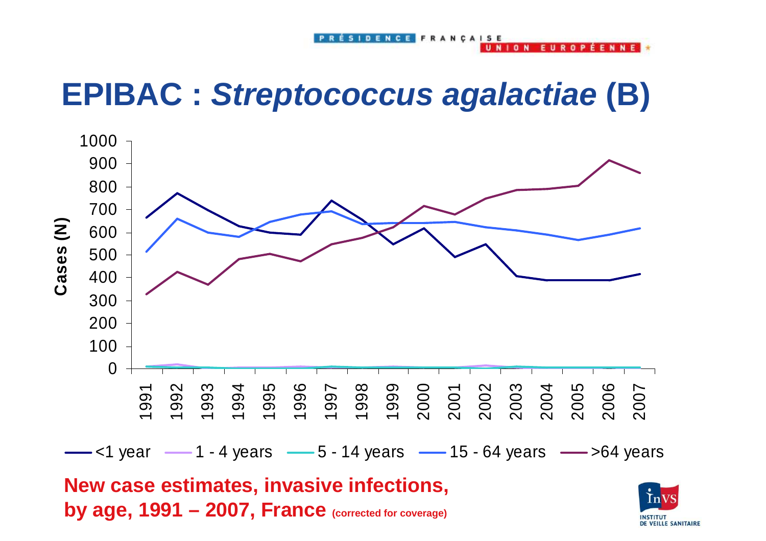# EPIBAC : *Streptococcus agalactiae* (B)

**New case estimates, invasive infections, by age, 1991 – 2007, France** (corrected for coverage)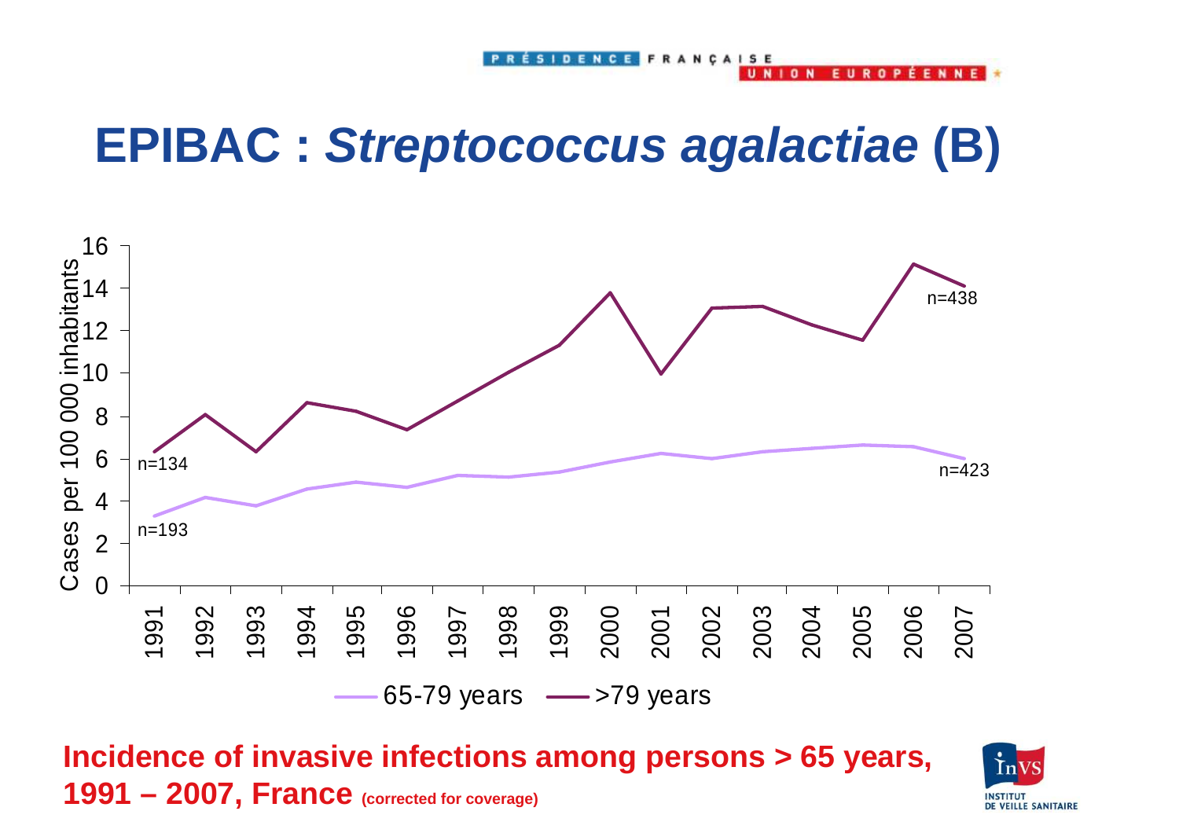# EPIBAC : *Streptococcus agalactiae* (B)

**Incidence of invasive infections among persons > 65 years, 1991 – 2007, France** **(corrected for coverage)**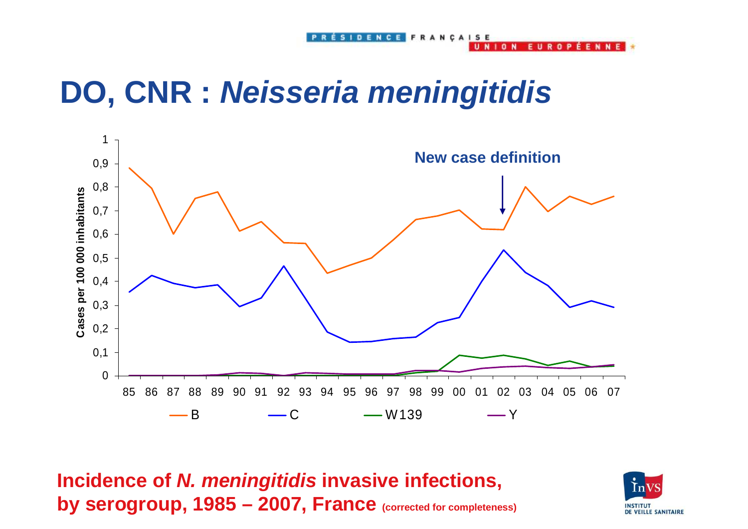# DO, CNR : *Neisseria meningitidis*

**Incidence of *N. meningitidis* invasive infections, by serogroup, 1985 – 2007, France** (corrected for completeness)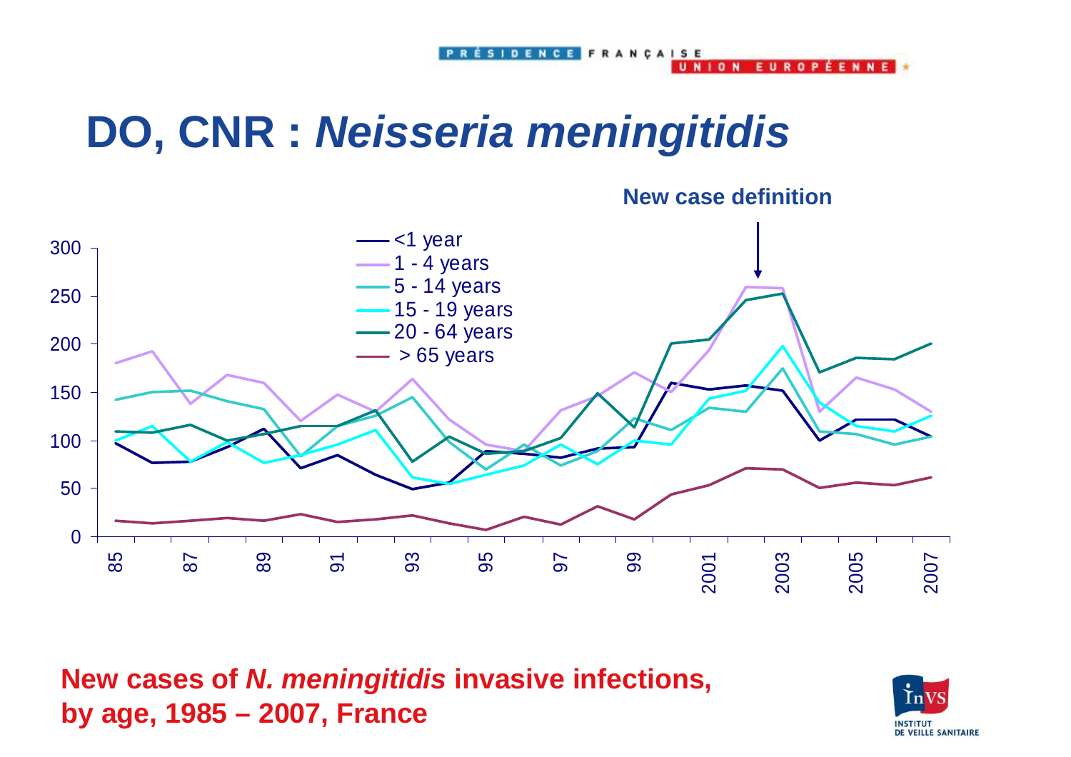# DO, CNR : *Neisseria meningitidis*

New case definition

<1 year
1 - 4 years
5 - 14 years
15 - 19 years
20 - 64 years
> 65 years

**New cases of *N. meningitidis* invasive infections, by age, 1985 – 2007, France**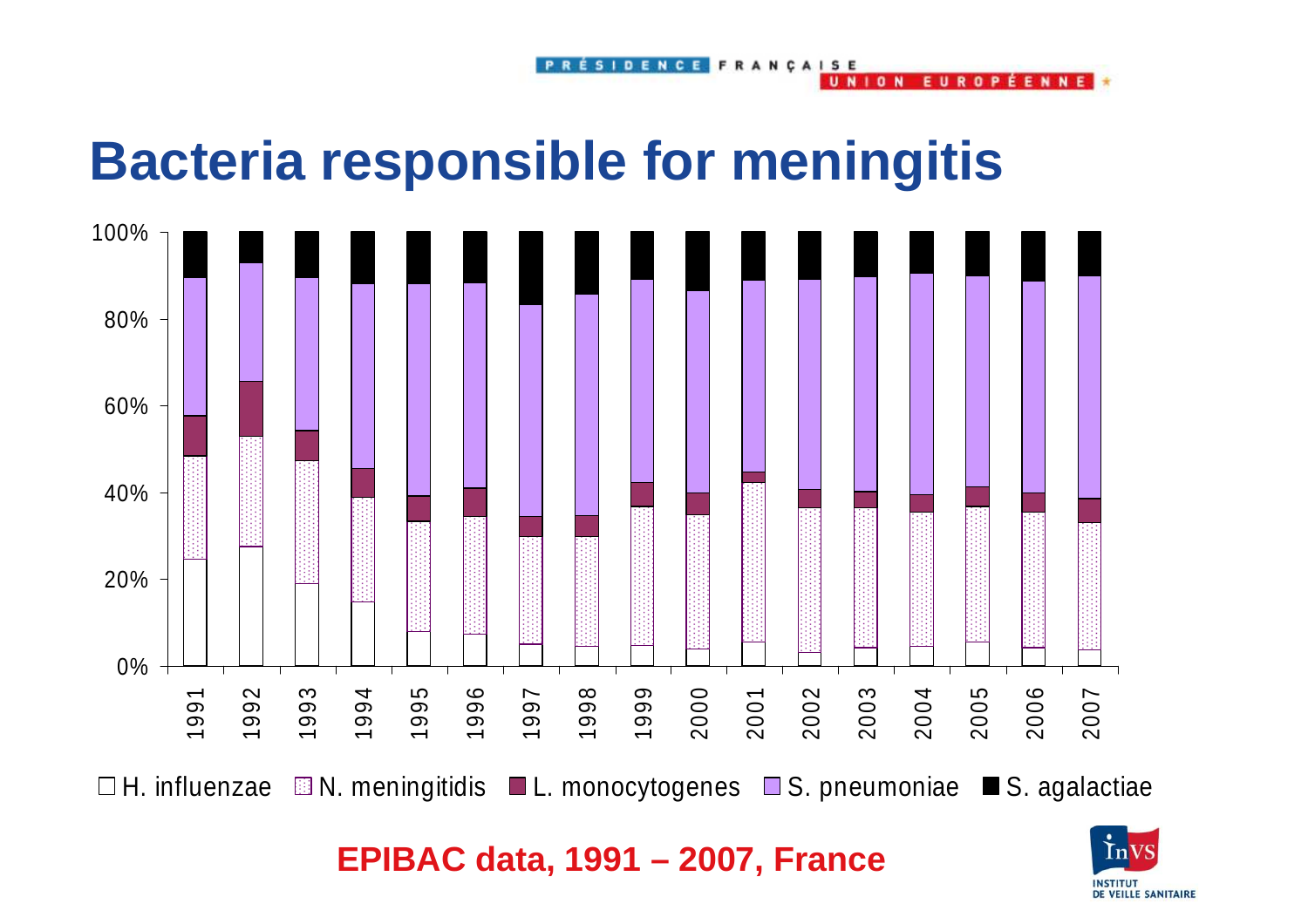# Bacteria responsible for meningitis

100%
80%
60%
40%
20%
0%

1991 1992 1993 1994 1995 1996 1997 1998 1999 2000 2001 2002 2003 2004 2005 2006 2007

H. influenzae N. meningitidis L. monocytogenes S. pneumoniae S. agalactiae

**EPIBAC data, 1991 – 2007, France**